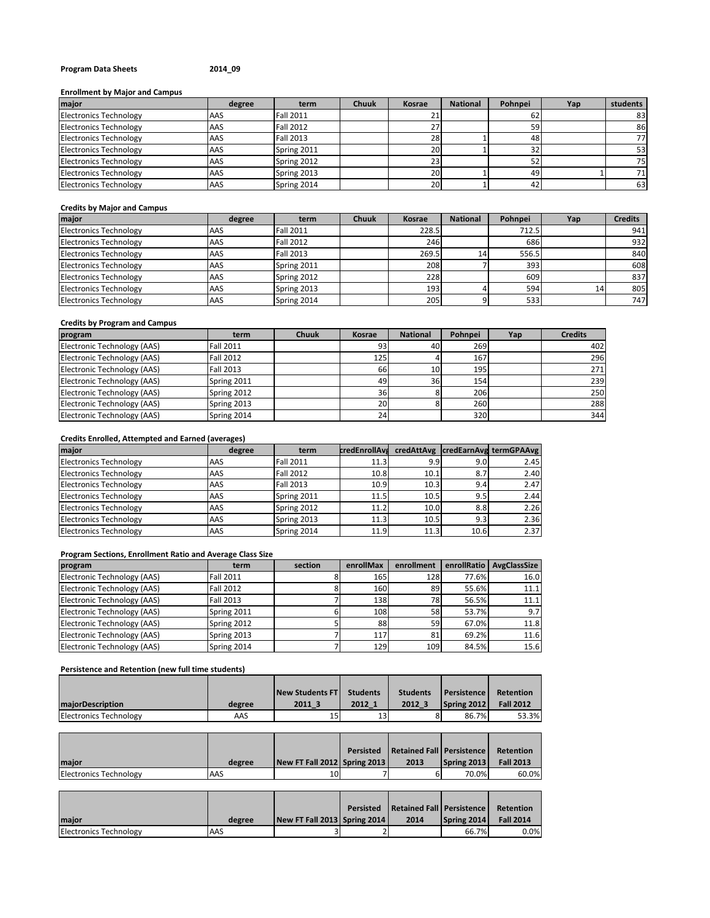**Program Data Sheets** **2014_09**

**Enrollment by Major and Campus**

| major | degree | term | Chuuk | Kosrae | National | Pohnpei | Yap | students |
|---|---|---|---|---|---|---|---|---|
| Electronics Technology | AAS | Fall 2011 | | 21 | | 62 | | 83 |
| Electronics Technology | AAS | Fall 2012 | | 27 | | 59 | | 86 |
| Electronics Technology | AAS | Fall 2013 | | 28 | 1 | 48 | | 77 |
| Electronics Technology | AAS | Spring 2011 | | 20 | 1 | 32 | | 53 |
| Electronics Technology | AAS | Spring 2012 | | 23 | | 52 | | 75 |
| Electronics Technology | AAS | Spring 2013 | | 20 | 1 | 49 | 1 | 71 |
| Electronics Technology | AAS | Spring 2014 | | 20 | 1 | 42 | | 63 |

**Credits by Major and Campus**

| major | degree | term | Chuuk | Kosrae | National | Pohnpei | Yap | Credits |
|---|---|---|---|---|---|---|---|---|
| Electronics Technology | AAS | Fall 2011 | | 228.5 | | 712.5 | | 941 |
| Electronics Technology | AAS | Fall 2012 | | 246 | | 686 | | 932 |
| Electronics Technology | AAS | Fall 2013 | | 269.5 | 14 | 556.5 | | 840 |
| Electronics Technology | AAS | Spring 2011 | | 208 | 7 | 393 | | 608 |
| Electronics Technology | AAS | Spring 2012 | | 228 | | 609 | | 837 |
| Electronics Technology | AAS | Spring 2013 | | 193 | 4 | 594 | 14 | 805 |
| Electronics Technology | AAS | Spring 2014 | | 205 | 9 | 533 | | 747 |

**Credits by Program and Campus**

| program | term | Chuuk | Kosrae | National | Pohnpei | Yap | Credits |
|---|---|---|---|---|---|---|---|
| Electronic Technology (AAS) | Fall 2011 | | 93 | 40 | 269 | | 402 |
| Electronic Technology (AAS) | Fall 2012 | | 125 | 4 | 167 | | 296 |
| Electronic Technology (AAS) | Fall 2013 | | 66 | 10 | 195 | | 271 |
| Electronic Technology (AAS) | Spring 2011 | | 49 | 36 | 154 | | 239 |
| Electronic Technology (AAS) | Spring 2012 | | 36 | 8 | 206 | | 250 |
| Electronic Technology (AAS) | Spring 2013 | | 20 | 8 | 260 | | 288 |
| Electronic Technology (AAS) | Spring 2014 | | 24 | | 320 | | 344 |

**Credits Enrolled, Attempted and Earned (averages)**

| major | degree | term | credEnrollAvg | credAttAvg | credEarnAvg | termGPAAvg |
|---|---|---|---|---|---|---|
| Electronics Technology | AAS | Fall 2011 | 11.3 | 9.9 | 9.0 | 2.45 |
| Electronics Technology | AAS | Fall 2012 | 10.8 | 10.1 | 8.7 | 2.40 |
| Electronics Technology | AAS | Fall 2013 | 10.9 | 10.3 | 9.4 | 2.47 |
| Electronics Technology | AAS | Spring 2011 | 11.5 | 10.5 | 9.5 | 2.44 |
| Electronics Technology | AAS | Spring 2012 | 11.2 | 10.0 | 8.8 | 2.26 |
| Electronics Technology | AAS | Spring 2013 | 11.3 | 10.5 | 9.3 | 2.36 |
| Electronics Technology | AAS | Spring 2014 | 11.9 | 11.3 | 10.6 | 2.37 |

**Program Sections, Enrollment Ratio and Average Class Size**

| program | term | section | enrollMax | enrollment | enrollRatio | AvgClassSize |
|---|---|---|---|---|---|---|
| Electronic Technology (AAS) | Fall 2011 | 8 | 165 | 128 | 77.6% | 16.0 |
| Electronic Technology (AAS) | Fall 2012 | 8 | 160 | 89 | 55.6% | 11.1 |
| Electronic Technology (AAS) | Fall 2013 | 7 | 138 | 78 | 56.5% | 11.1 |
| Electronic Technology (AAS) | Spring 2011 | 6 | 108 | 58 | 53.7% | 9.7 |
| Electronic Technology (AAS) | Spring 2012 | 5 | 88 | 59 | 67.0% | 11.8 |
| Electronic Technology (AAS) | Spring 2013 | 7 | 117 | 81 | 69.2% | 11.6 |
| Electronic Technology (AAS) | Spring 2014 | 7 | 129 | 109 | 84.5% | 15.6 |

**Persistence and Retention (new full time students)**

| majorDescription | degree | New Students FT 2011_3 | Students 2012_1 | Students 2012_3 | Persistence Spring 2012 | Retention Fall 2012 |
|---|---|---|---|---|---|---|
| Electronics Technology | AAS | 15 | 13 | 8 | 86.7% | 53.3% |

| major | degree | New FT Fall 2012 | Persisted Spring 2013 | Retained Fall 2013 | Persistence Spring 2013 | Retention Fall 2013 |
|---|---|---|---|---|---|---|
| Electronics Technology | AAS | 10 | 7 | 6 | 70.0% | 60.0% |

| major | degree | New FT Fall 2013 | Persisted Spring 2014 | Retained Fall 2014 | Persistence Spring 2014 | Retention Fall 2014 |
|---|---|---|---|---|---|---|
| Electronics Technology | AAS | 3 | 2 | | 66.7% | 0.0% |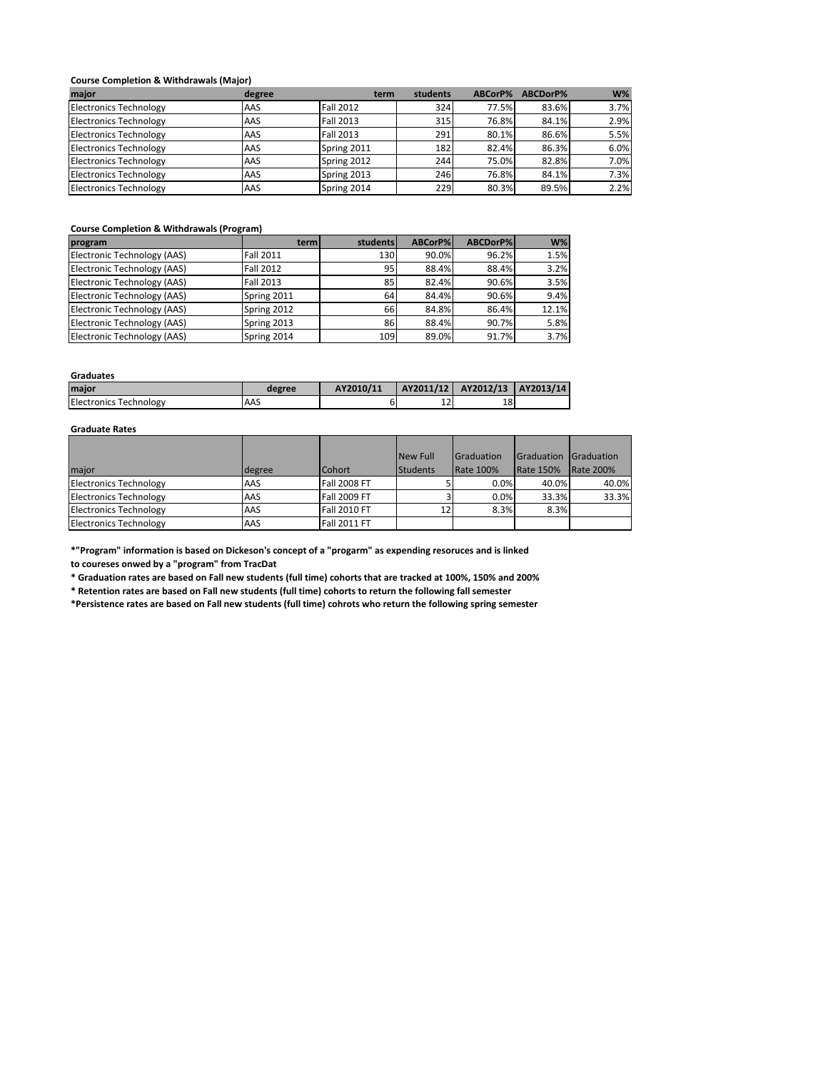**Course Completion & Withdrawals (Major)**

| major | degree | term | students | ABCorP% | ABCDorP% | W% |
|---|---|---|---|---|---|---|
| Electronics Technology | AAS | Fall 2012 | 324 | 77.5% | 83.6% | 3.7% |
| Electronics Technology | AAS | Fall 2013 | 315 | 76.8% | 84.1% | 2.9% |
| Electronics Technology | AAS | Fall 2013 | 291 | 80.1% | 86.6% | 5.5% |
| Electronics Technology | AAS | Spring 2011 | 182 | 82.4% | 86.3% | 6.0% |
| Electronics Technology | AAS | Spring 2012 | 244 | 75.0% | 82.8% | 7.0% |
| Electronics Technology | AAS | Spring 2013 | 246 | 76.8% | 84.1% | 7.3% |
| Electronics Technology | AAS | Spring 2014 | 229 | 80.3% | 89.5% | 2.2% |

**Course Completion & Withdrawals (Program)**

| program | term | students | ABCorP% | ABCDorP% | W% |
|---|---|---|---|---|---|
| Electronic Technology (AAS) | Fall 2011 | 130 | 90.0% | 96.2% | 1.5% |
| Electronic Technology (AAS) | Fall 2012 | 95 | 88.4% | 88.4% | 3.2% |
| Electronic Technology (AAS) | Fall 2013 | 85 | 82.4% | 90.6% | 3.5% |
| Electronic Technology (AAS) | Spring 2011 | 64 | 84.4% | 90.6% | 9.4% |
| Electronic Technology (AAS) | Spring 2012 | 66 | 84.8% | 86.4% | 12.1% |
| Electronic Technology (AAS) | Spring 2013 | 86 | 88.4% | 90.7% | 5.8% |
| Electronic Technology (AAS) | Spring 2014 | 109 | 89.0% | 91.7% | 3.7% |

**Graduates**

| major | degree | AY2010/11 | AY2011/12 | AY2012/13 | AY2013/14 |
|---|---|---|---|---|---|
| Electronics Technology | AAS | 6 | 12 | 18 | |

**Graduate Rates**

| major | degree | Cohort | New Full Students | Graduation Rate 100% | Graduation Rate 150% | Graduation Rate 200% |
|---|---|---|---|---|---|---|
| Electronics Technology | AAS | Fall 2008 FT | 5 | 0.0% | 40.0% | 40.0% |
| Electronics Technology | AAS | Fall 2009 FT | 3 | 0.0% | 33.3% | 33.3% |
| Electronics Technology | AAS | Fall 2010 FT | 12 | 8.3% | 8.3% | |
| Electronics Technology | AAS | Fall 2011 FT | | | | |

**\*"Program" information is based on Dickeson's concept of a "progarm" as expending resoruces and is linked to coureses onwed by a "program" from TracDat**

**\* Graduation rates are based on Fall new students (full time) cohorts that are tracked at 100%, 150% and 200%**

**\* Retention rates are based on Fall new students (full time) cohorts to return the following fall semester**

**\*Persistence rates are based on Fall new students (full time) cohrots who return the following spring semester**